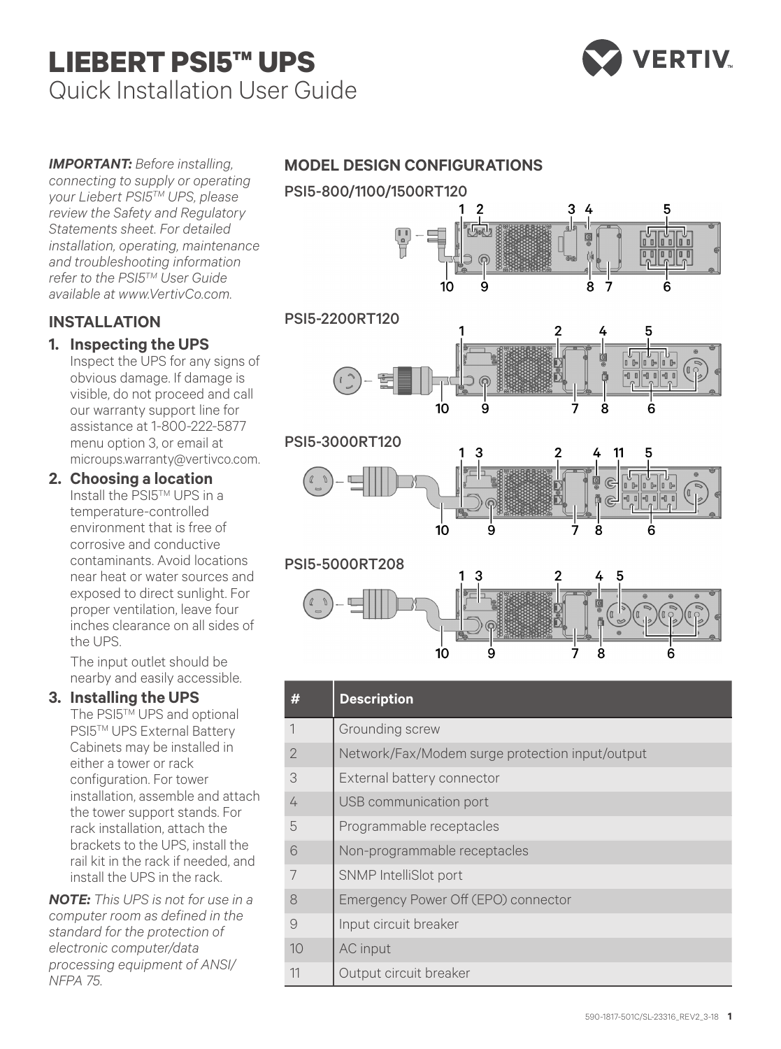# LIEBERT PSI5™ UPS

Quick Installation User Guide

***IMPORTANT:*** *Before installing, connecting to supply or operating your Liebert PSI5™ UPS, please review the Safety and Regulatory Statements sheet. For detailed installation, operating, maintenance and troubleshooting information refer to the PSI5™ User Guide available at www.VertivCo.com.*

## INSTALLATION

### 1. Inspecting the UPS

Inspect the UPS for any signs of obvious damage. If damage is visible, do not proceed and call our warranty support line for assistance at 1-800-222-5877 menu option 3, or email at microups.warranty@vertivco.com.

### 2. Choosing a location

Install the PSI5™ UPS in a temperature-controlled environment that is free of corrosive and conductive contaminants. Avoid locations near heat or water sources and exposed to direct sunlight. For proper ventilation, leave four inches clearance on all sides of the UPS.

The input outlet should be nearby and easily accessible.

### 3. Installing the UPS

The PSI5™ UPS and optional PSI5™ UPS External Battery Cabinets may be installed in either a tower or rack configuration. For tower installation, assemble and attach the tower support stands. For rack installation, attach the brackets to the UPS, install the rail kit in the rack if needed, and install the UPS in the rack.

***NOTE:*** *This UPS is not for use in a computer room as defined in the standard for the protection of electronic computer/data processing equipment of ANSI/ NFPA 75.*

## MODEL DESIGN CONFIGURATIONS

PSI5-800/1100/1500RT120

PSI5-2200RT120

PSI5-3000RT120

PSI5-5000RT208

| # | Description |
|---|---|
| 1 | Grounding screw |
| 2 | Network/Fax/Modem surge protection input/output |
| 3 | External battery connector |
| 4 | USB communication port |
| 5 | Programmable receptacles |
| 6 | Non-programmable receptacles |
| 7 | SNMP IntelliSlot port |
| 8 | Emergency Power Off (EPO) connector |
| 9 | Input circuit breaker |
| 10 | AC input |
| 11 | Output circuit breaker |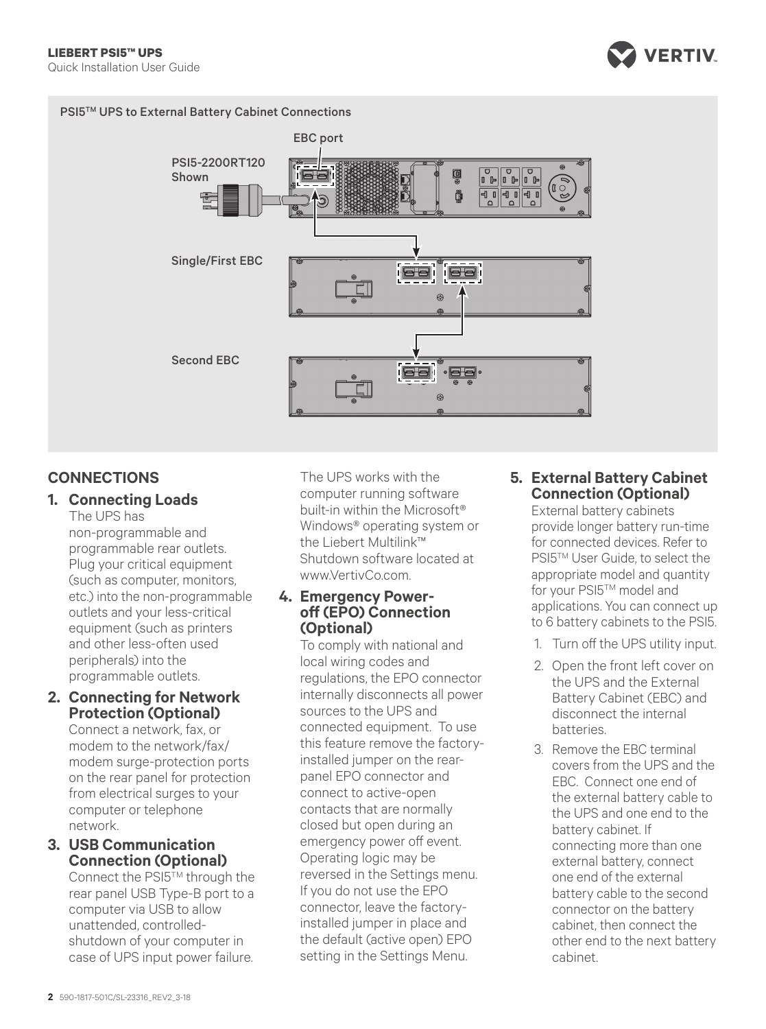PSI5™ UPS to External Battery Cabinet Connections

EBC port

PSI5-2200RT120 Shown

Single/First EBC

Second EBC

## CONNECTIONS

### 1. Connecting Loads

The UPS has non-programmable and programmable rear outlets. Plug your critical equipment (such as computer, monitors, etc.) into the non-programmable outlets and your less-critical equipment (such as printers and other less-often used peripherals) into the programmable outlets.

### 2. Connecting for Network Protection (Optional)

Connect a network, fax, or modem to the network/fax/modem surge-protection ports on the rear panel for protection from electrical surges to your computer or telephone network.

### 3. USB Communication Connection (Optional)

Connect the PSI5™ through the rear panel USB Type-B port to a computer via USB to allow unattended, controlled-shutdown of your computer in case of UPS input power failure.

The UPS works with the computer running software built-in within the Microsoft® Windows® operating system or the Liebert Multilink™ Shutdown software located at www.VertivCo.com.

### 4. Emergency Power-off (EPO) Connection (Optional)

To comply with national and local wiring codes and regulations, the EPO connector internally disconnects all power sources to the UPS and connected equipment. To use this feature remove the factory-installed jumper on the rear-panel EPO connector and connect to active-open contacts that are normally closed but open during an emergency power off event. Operating logic may be reversed in the Settings menu. If you do not use the EPO connector, leave the factory-installed jumper in place and the default (active open) EPO setting in the Settings Menu.

### 5. External Battery Cabinet Connection (Optional)

External battery cabinets provide longer battery run-time for connected devices. Refer to PSI5™ User Guide, to select the appropriate model and quantity for your PSI5™ model and applications. You can connect up to 6 battery cabinets to the PSI5.

1. Turn off the UPS utility input.
2. Open the front left cover on the UPS and the External Battery Cabinet (EBC) and disconnect the internal batteries.
3. Remove the EBC terminal covers from the UPS and the EBC. Connect one end of the external battery cable to the UPS and one end to the battery cabinet. If connecting more than one external battery, connect one end of the external battery cable to the second connector on the battery cabinet, then connect the other end to the next battery cabinet.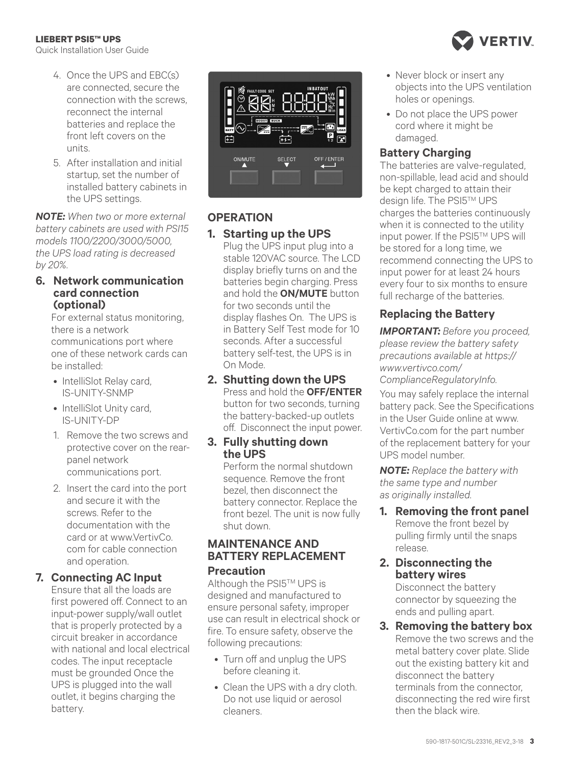4. Once the UPS and EBC(s) are connected, secure the connection with the screws, reconnect the internal batteries and replace the front left covers on the units.
5. After installation and initial startup, set the number of installed battery cabinets in the UPS settings.

***NOTE:*** *When two or more external battery cabinets are used with PSI15 models 1100/2200/3000/5000, the UPS load rating is decreased by 20%.*

### 6. Network communication card connection (optional)

For external status monitoring, there is a network communications port where one of these network cards can be installed:

- IntelliSlot Relay card, IS-UNITY-SNMP
- IntelliSlot Unity card, IS-UNITY-DP

1. Remove the two screws and protective cover on the rear-panel network communications port.
2. Insert the card into the port and secure it with the screws. Refer to the documentation with the card or at www.VertivCo.com for cable connection and operation.

### 7. Connecting AC Input

Ensure that all the loads are first powered off. Connect to an input-power supply/wall outlet that is properly protected by a circuit breaker in accordance with national and local electrical codes. The input receptacle must be grounded Once the UPS is plugged into the wall outlet, it begins charging the battery.

## OPERATION

### 1. Starting up the UPS

Plug the UPS input plug into a stable 120VAC source. The LCD display briefly turns on and the batteries begin charging. Press and hold the **ON/MUTE** button for two seconds until the display flashes On. The UPS is in Battery Self Test mode for 10 seconds. After a successful battery self-test, the UPS is in On Mode.

### 2. Shutting down the UPS

Press and hold the **OFF/ENTER** button for two seconds, turning the battery-backed-up outlets off. Disconnect the input power.

### 3. Fully shutting down the UPS

Perform the normal shutdown sequence. Remove the front bezel, then disconnect the battery connector. Replace the front bezel. The unit is now fully shut down.

## MAINTENANCE AND BATTERY REPLACEMENT

### Precaution

Although the PSI5™ UPS is designed and manufactured to ensure personal safety, improper use can result in electrical shock or fire. To ensure safety, observe the following precautions:

- Turn off and unplug the UPS before cleaning it.
- Clean the UPS with a dry cloth. Do not use liquid or aerosol cleaners.
- Never block or insert any objects into the UPS ventilation holes or openings.
- Do not place the UPS power cord where it might be damaged.

### Battery Charging

The batteries are valve-regulated, non-spillable, lead acid and should be kept charged to attain their design life. The PSI5™ UPS charges the batteries continuously when it is connected to the utility input power. If the PSI5™ UPS will be stored for a long time, we recommend connecting the UPS to input power for at least 24 hours every four to six months to ensure full recharge of the batteries.

### Replacing the Battery

***IMPORTANT:*** *Before you proceed, please review the battery safety precautions available at https://www.vertivco.com/ComplianceRegulatoryInfo.*

You may safely replace the internal battery pack. See the Specifications in the User Guide online at www.VertivCo.com for the part number of the replacement battery for your UPS model number.

***NOTE:*** *Replace the battery with the same type and number as originally installed.*

### 1. Removing the front panel

Remove the front bezel by pulling firmly until the snaps release.

### 2. Disconnecting the battery wires

Disconnect the battery connector by squeezing the ends and pulling apart.

### 3. Removing the battery box

Remove the two screws and the metal battery cover plate. Slide out the existing battery kit and disconnect the battery terminals from the connector, disconnecting the red wire first then the black wire.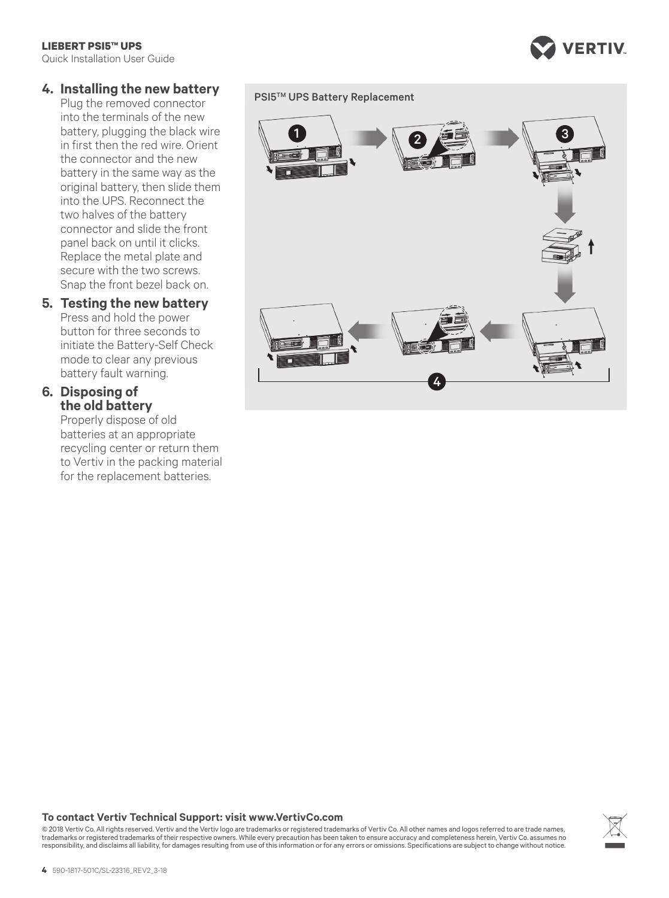## 4. Installing the new battery

Plug the removed connector into the terminals of the new battery, plugging the black wire in first then the red wire. Orient the connector and the new battery in the same way as the original battery, then slide them into the UPS. Reconnect the two halves of the battery connector and slide the front panel back on until it clicks. Replace the metal plate and secure with the two screws. Snap the front bezel back on.

## 5. Testing the new battery

Press and hold the power button for three seconds to initiate the Battery-Self Check mode to clear any previous battery fault warning.

## 6. Disposing of the old battery

Properly dispose of old batteries at an appropriate recycling center or return them to Vertiv in the packing material for the replacement batteries.

PSI5™ UPS Battery Replacement

1

2

3

4

**To contact Vertiv Technical Support: visit www.VertivCo.com**

© 2018 Vertiv Co. All rights reserved. Vertiv and the Vertiv logo are trademarks or registered trademarks of Vertiv Co. All other names and logos referred to are trade names, trademarks or registered trademarks of their respective owners. While every precaution has been taken to ensure accuracy and completeness herein, Vertiv Co. assumes no responsibility, and disclaims all liability, for damages resulting from use of this information or for any errors or omissions. Specifications are subject to change without notice.

590-1817-501C/SL-23316_REV2_3-18